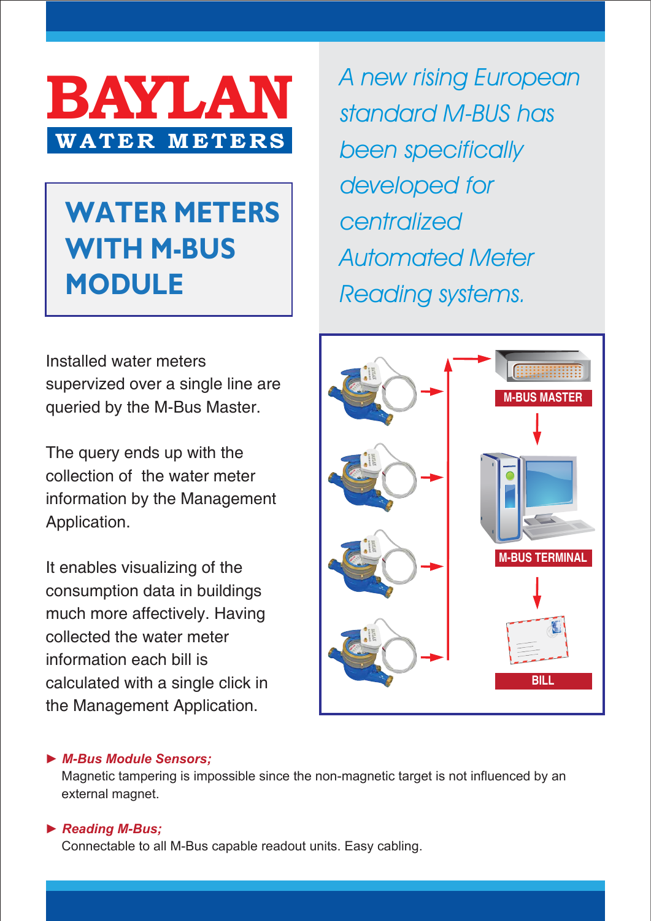# BAYLAN

WATER METERS

## WATER METERS WITH M-BUS MODULE

*A new rising European standard M-BUS has been specifically developed for centralized Automated Meter Reading systems.*

Installed water meters supervized over a single line are queried by the M-Bus Master.

The query ends up with the collection of the water meter information by the Management Application.

It enables visualizing of the consumption data in buildings much more affectively. Having collected the water meter information each bill is calculated with a single click in the Management Application.

M-BUS MASTER

M-BUS TERMINAL

BILL

- ***M-Bus Module Sensors;***
  Magnetic tampering is impossible since the non-magnetic target is not influenced by an external magnet.

- ***Reading M-Bus;***
  Connectable to all M-Bus capable readout units. Easy cabling.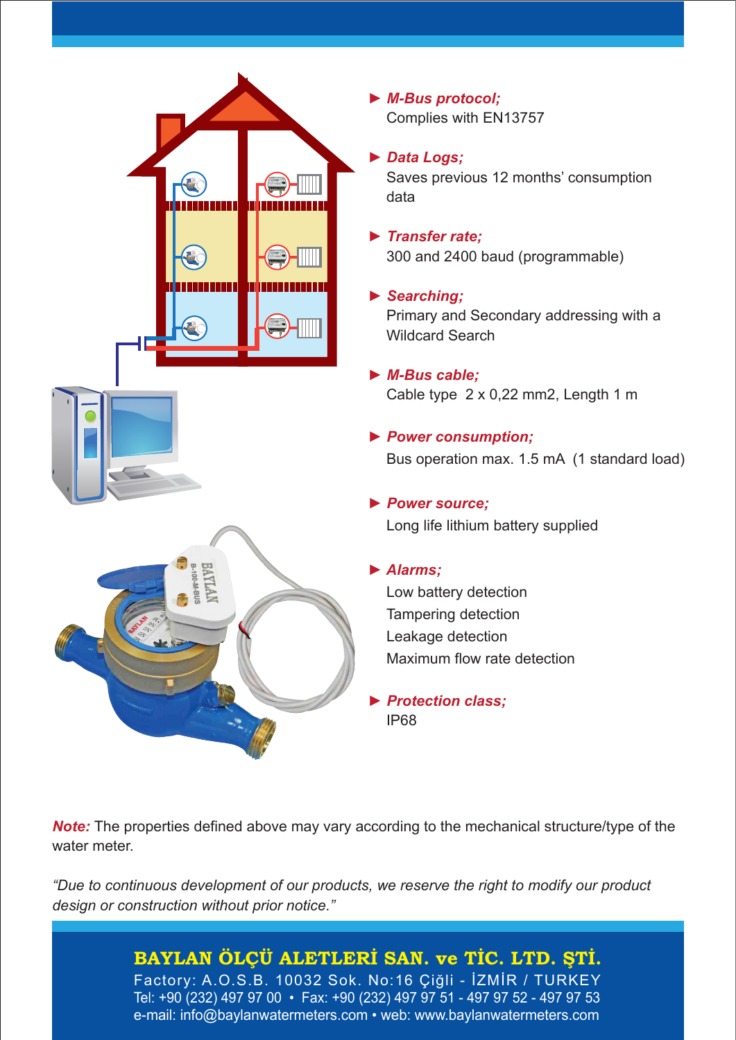► ***M-Bus protocol;***
Complies with EN13757

► ***Data Logs;***
Saves previous 12 months' consumption data

► ***Transfer rate;***
300 and 2400 baud (programmable)

► ***Searching;***
Primary and Secondary addressing with a Wildcard Search

► ***M-Bus cable;***
Cable type 2 x 0,22 mm2, Length 1 m

► ***Power consumption;***
Bus operation max. 1.5 mA (1 standard load)

► ***Power source;***
Long life lithium battery supplied

► ***Alarms;***
Low battery detection
Tampering detection
Leakage detection
Maximum flow rate detection

► ***Protection class;***
IP68

***Note:*** The properties defined above may vary according to the mechanical structure/type of the water meter.

*"Due to continuous development of our products, we reserve the right to modify our product design or construction without prior notice."*

**BAYLAN ÖLÇÜ ALETLERİ SAN. ve TİC. LTD. ŞTİ.**
Factory: A.O.S.B. 10032 Sok. No:16 Çiğli - İZMİR / TURKEY
Tel: +90 (232) 497 97 00 • Fax: +90 (232) 497 97 51 - 497 97 52 - 497 97 53
e-mail: info@baylanwatermeters.com • web: www.baylanwatermeters.com